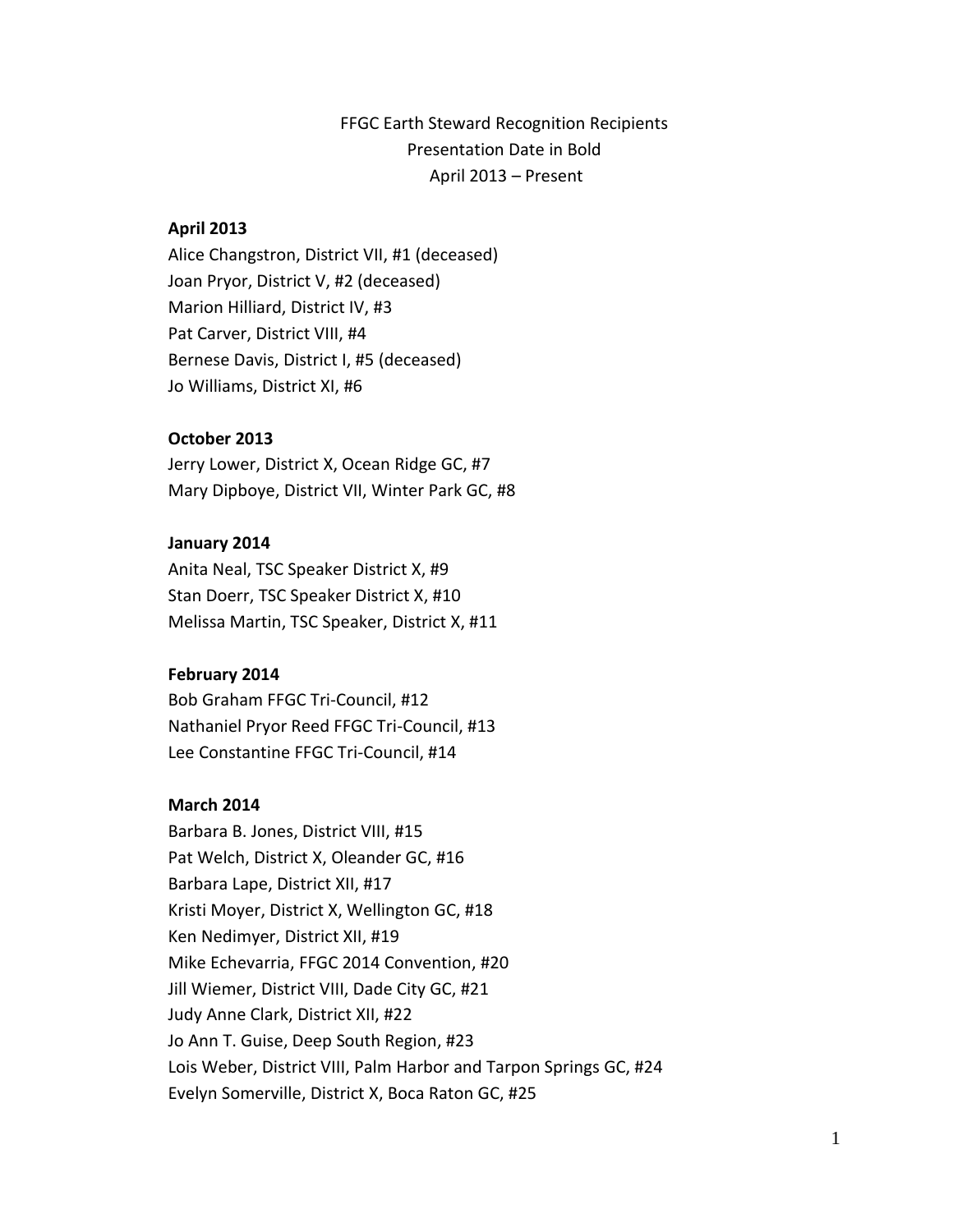# FFGC Earth Steward Recognition Recipients
Presentation Date in Bold
April 2013 – Present

**April 2013**

Alice Changstron, District VII, #1 (deceased)
Joan Pryor, District V, #2 (deceased)
Marion Hilliard, District IV, #3
Pat Carver, District VIII, #4
Bernese Davis, District I, #5 (deceased)
Jo Williams, District XI, #6

**October 2013**

Jerry Lower, District X, Ocean Ridge GC, #7
Mary Dipboye, District VII, Winter Park GC, #8

**January 2014**

Anita Neal, TSC Speaker District X, #9
Stan Doerr, TSC Speaker District X, #10
Melissa Martin, TSC Speaker, District X, #11

**February 2014**

Bob Graham FFGC Tri-Council, #12
Nathaniel Pryor Reed FFGC Tri-Council, #13
Lee Constantine FFGC Tri-Council, #14

**March 2014**

Barbara B. Jones, District VIII, #15
Pat Welch, District X, Oleander GC, #16
Barbara Lape, District XII, #17
Kristi Moyer, District X, Wellington GC, #18
Ken Nedimyer, District XII, #19
Mike Echevarria, FFGC 2014 Convention, #20
Jill Wiemer, District VIII, Dade City GC, #21
Judy Anne Clark, District XII, #22
Jo Ann T. Guise, Deep South Region, #23
Lois Weber, District VIII, Palm Harbor and Tarpon Springs GC, #24
Evelyn Somerville, District X, Boca Raton GC, #25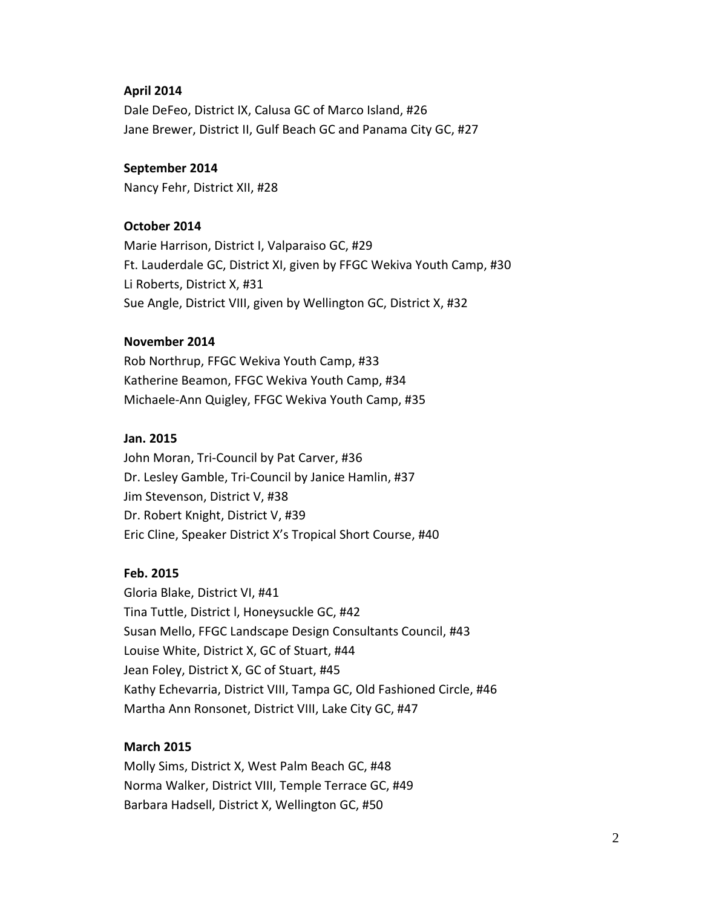**April 2014**

Dale DeFeo, District IX, Calusa GC of Marco Island, #26
Jane Brewer, District II, Gulf Beach GC and Panama City GC, #27

**September 2014**

Nancy Fehr, District XII, #28

**October 2014**

Marie Harrison, District I, Valparaiso GC, #29
Ft. Lauderdale GC, District XI, given by FFGC Wekiva Youth Camp, #30
Li Roberts, District X, #31
Sue Angle, District VIII, given by Wellington GC, District X, #32

**November 2014**

Rob Northrup, FFGC Wekiva Youth Camp, #33
Katherine Beamon, FFGC Wekiva Youth Camp, #34
Michaele-Ann Quigley, FFGC Wekiva Youth Camp, #35

**Jan. 2015**

John Moran, Tri-Council by Pat Carver, #36
Dr. Lesley Gamble, Tri-Council by Janice Hamlin, #37
Jim Stevenson, District V, #38
Dr. Robert Knight, District V, #39
Eric Cline, Speaker District X's Tropical Short Course, #40

**Feb. 2015**

Gloria Blake, District VI, #41
Tina Tuttle, District l, Honeysuckle GC, #42
Susan Mello, FFGC Landscape Design Consultants Council, #43
Louise White, District X, GC of Stuart, #44
Jean Foley, District X, GC of Stuart, #45
Kathy Echevarria, District VIII, Tampa GC, Old Fashioned Circle, #46
Martha Ann Ronsonet, District VIII, Lake City GC, #47

**March 2015**

Molly Sims, District X, West Palm Beach GC, #48
Norma Walker, District VIII, Temple Terrace GC, #49
Barbara Hadsell, District X, Wellington GC, #50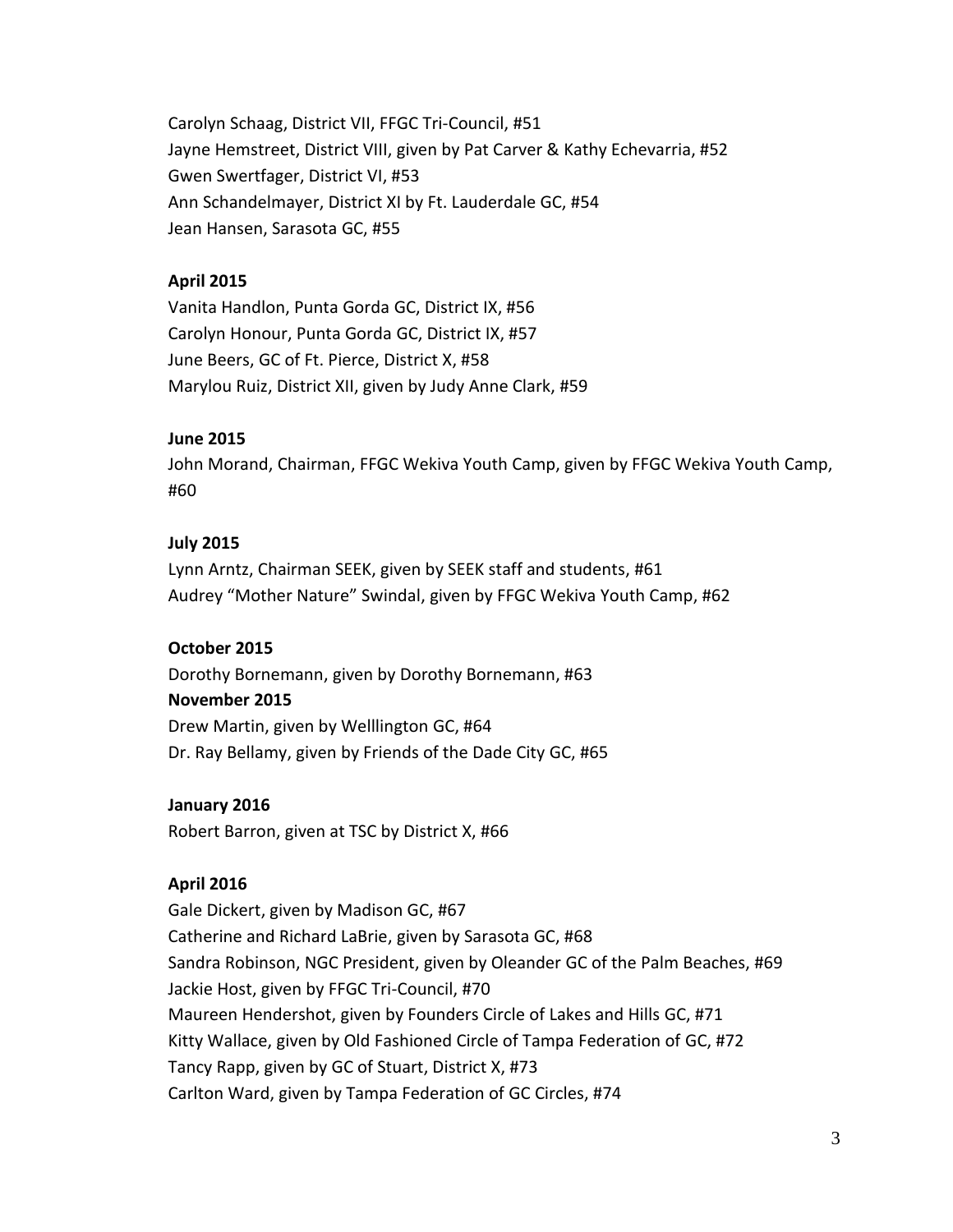Carolyn Schaag, District VII, FFGC Tri-Council, #51
Jayne Hemstreet, District VIII, given by Pat Carver & Kathy Echevarria, #52
Gwen Swertfager, District VI, #53
Ann Schandelmayer, District XI by Ft. Lauderdale GC, #54
Jean Hansen, Sarasota GC, #55

**April 2015**

Vanita Handlon, Punta Gorda GC, District IX, #56
Carolyn Honour, Punta Gorda GC, District IX, #57
June Beers, GC of Ft. Pierce, District X, #58
Marylou Ruiz, District XII, given by Judy Anne Clark, #59

**June 2015**

John Morand, Chairman, FFGC Wekiva Youth Camp, given by FFGC Wekiva Youth Camp, #60

**July 2015**

Lynn Arntz, Chairman SEEK, given by SEEK staff and students, #61
Audrey "Mother Nature" Swindal, given by FFGC Wekiva Youth Camp, #62

**October 2015**

Dorothy Bornemann, given by Dorothy Bornemann, #63

**November 2015**

Drew Martin, given by Welllington GC, #64
Dr. Ray Bellamy, given by Friends of the Dade City GC, #65

**January 2016**

Robert Barron, given at TSC by District X, #66

**April 2016**

Gale Dickert, given by Madison GC, #67
Catherine and Richard LaBrie, given by Sarasota GC, #68
Sandra Robinson, NGC President, given by Oleander GC of the Palm Beaches, #69
Jackie Host, given by FFGC Tri-Council, #70
Maureen Hendershot, given by Founders Circle of Lakes and Hills GC, #71
Kitty Wallace, given by Old Fashioned Circle of Tampa Federation of GC, #72
Tancy Rapp, given by GC of Stuart, District X, #73
Carlton Ward, given by Tampa Federation of GC Circles, #74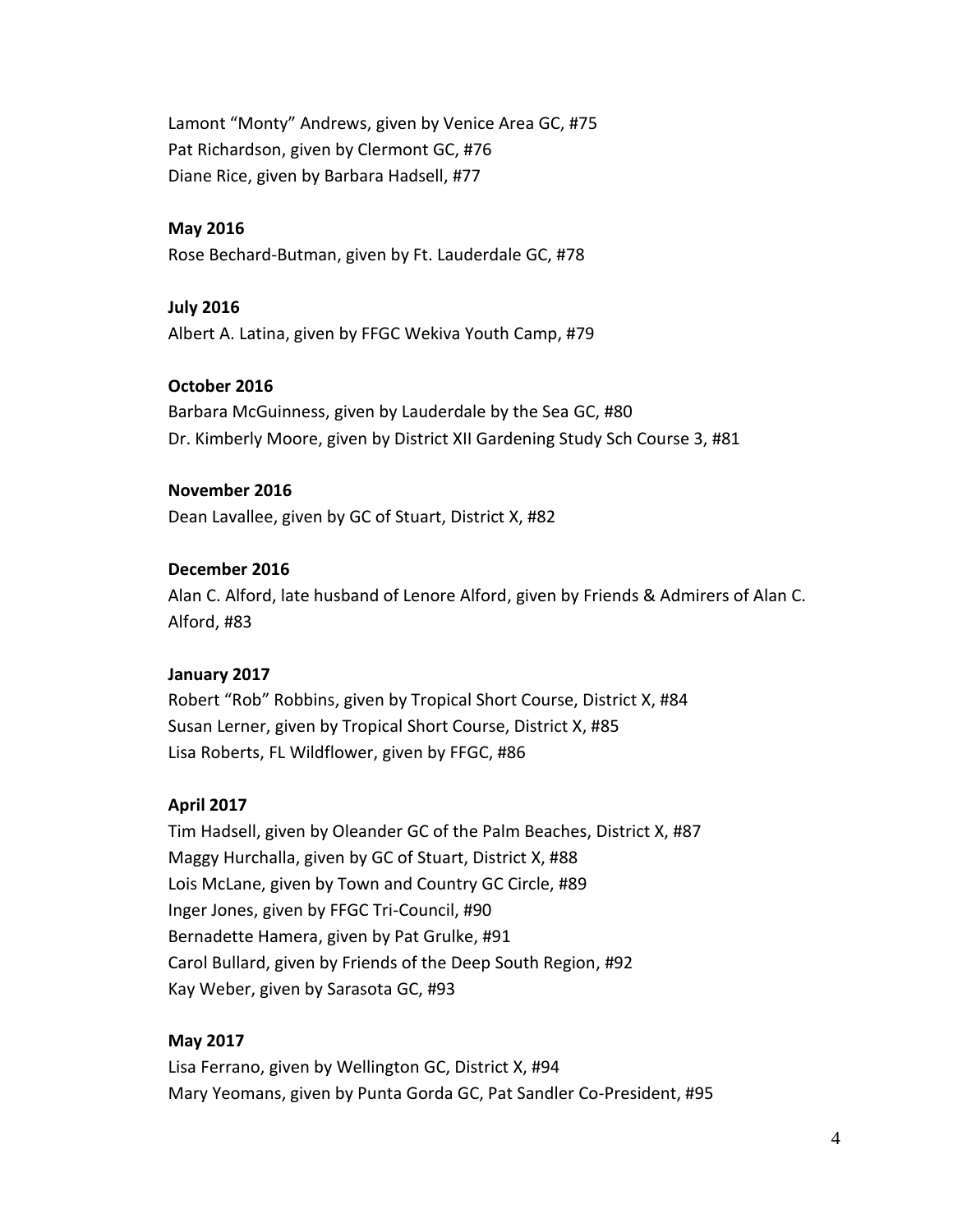Lamont "Monty" Andrews, given by Venice Area GC, #75
Pat Richardson, given by Clermont GC, #76
Diane Rice, given by Barbara Hadsell, #77

**May 2016**

Rose Bechard-Butman, given by Ft. Lauderdale GC, #78

**July 2016**

Albert A. Latina, given by FFGC Wekiva Youth Camp, #79

**October 2016**

Barbara McGuinness, given by Lauderdale by the Sea GC, #80
Dr. Kimberly Moore, given by District XII Gardening Study Sch Course 3, #81

**November 2016**

Dean Lavallee, given by GC of Stuart, District X, #82

**December 2016**

Alan C. Alford, late husband of Lenore Alford, given by Friends & Admirers of Alan C. Alford, #83

**January 2017**

Robert "Rob" Robbins, given by Tropical Short Course, District X, #84
Susan Lerner, given by Tropical Short Course, District X, #85
Lisa Roberts, FL Wildflower, given by FFGC, #86

**April 2017**

Tim Hadsell, given by Oleander GC of the Palm Beaches, District X, #87
Maggy Hurchalla, given by GC of Stuart, District X, #88
Lois McLane, given by Town and Country GC Circle, #89
Inger Jones, given by FFGC Tri-Council, #90
Bernadette Hamera, given by Pat Grulke, #91
Carol Bullard, given by Friends of the Deep South Region, #92
Kay Weber, given by Sarasota GC, #93

**May 2017**

Lisa Ferrano, given by Wellington GC, District X, #94
Mary Yeomans, given by Punta Gorda GC, Pat Sandler Co-President, #95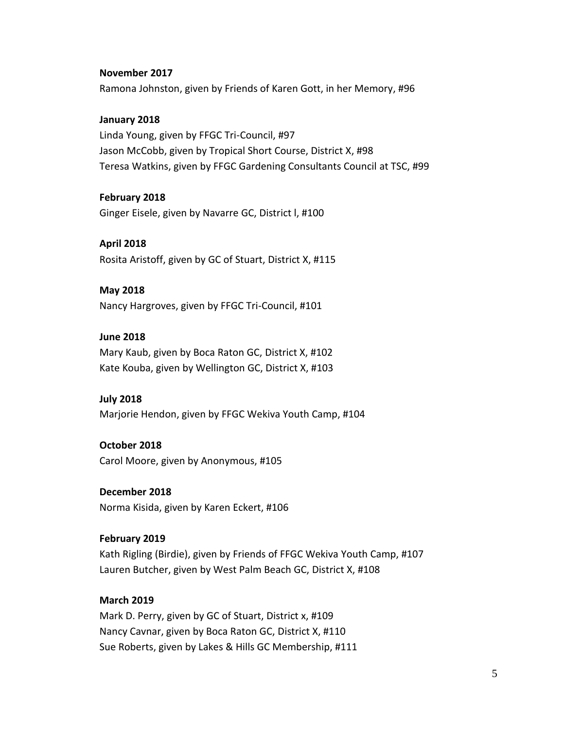**November 2017**
Ramona Johnston, given by Friends of Karen Gott, in her Memory, #96

**January 2018**
Linda Young, given by FFGC Tri-Council, #97
Jason McCobb, given by Tropical Short Course, District X, #98
Teresa Watkins, given by FFGC Gardening Consultants Council at TSC, #99

**February 2018**
Ginger Eisele, given by Navarre GC, District l, #100

**April 2018**
Rosita Aristoff, given by GC of Stuart, District X, #115

**May 2018**
Nancy Hargroves, given by FFGC Tri-Council, #101

**June 2018**
Mary Kaub, given by Boca Raton GC, District X, #102
Kate Kouba, given by Wellington GC, District X, #103

**July 2018**
Marjorie Hendon, given by FFGC Wekiva Youth Camp, #104

**October 2018**
Carol Moore, given by Anonymous, #105

**December 2018**
Norma Kisida, given by Karen Eckert, #106

**February 2019**
Kath Rigling (Birdie), given by Friends of FFGC Wekiva Youth Camp, #107
Lauren Butcher, given by West Palm Beach GC, District X, #108

**March 2019**
Mark D. Perry, given by GC of Stuart, District x, #109
Nancy Cavnar, given by Boca Raton GC, District X, #110
Sue Roberts, given by Lakes & Hills GC Membership, #111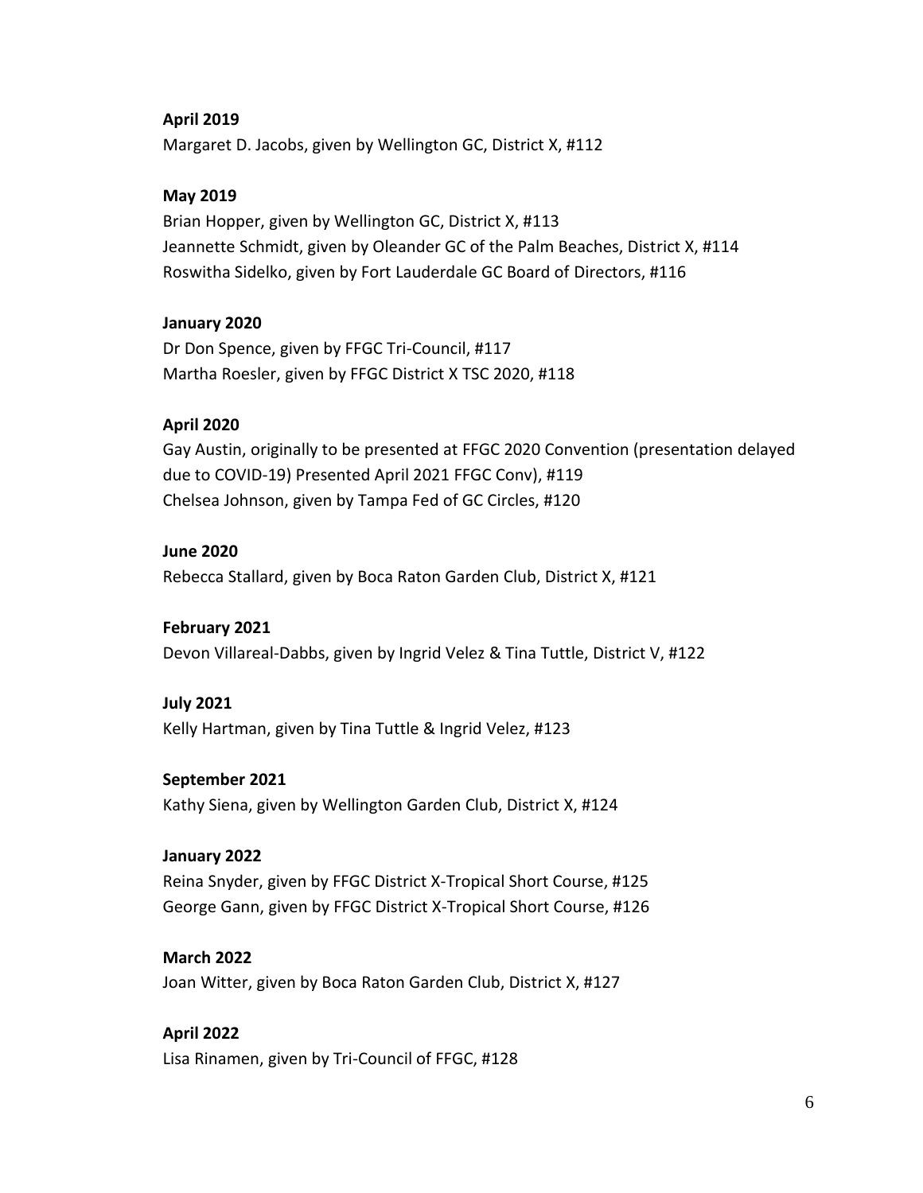**April 2019**

Margaret D. Jacobs, given by Wellington GC, District X, #112

**May 2019**

Brian Hopper, given by Wellington GC, District X, #113
Jeannette Schmidt, given by Oleander GC of the Palm Beaches, District X, #114
Roswitha Sidelko, given by Fort Lauderdale GC Board of Directors, #116

**January 2020**

Dr Don Spence, given by FFGC Tri-Council, #117
Martha Roesler, given by FFGC District X TSC 2020, #118

**April 2020**

Gay Austin, originally to be presented at FFGC 2020 Convention (presentation delayed due to COVID-19) Presented April 2021 FFGC Conv), #119
Chelsea Johnson, given by Tampa Fed of GC Circles, #120

**June 2020**

Rebecca Stallard, given by Boca Raton Garden Club, District X, #121

**February 2021**

Devon Villareal-Dabbs, given by Ingrid Velez & Tina Tuttle, District V, #122

**July 2021**

Kelly Hartman, given by Tina Tuttle & Ingrid Velez, #123

**September 2021**

Kathy Siena, given by Wellington Garden Club, District X, #124

**January 2022**

Reina Snyder, given by FFGC District X-Tropical Short Course, #125
George Gann, given by FFGC District X-Tropical Short Course, #126

**March 2022**

Joan Witter, given by Boca Raton Garden Club, District X, #127

**April 2022**

Lisa Rinamen, given by Tri-Council of FFGC, #128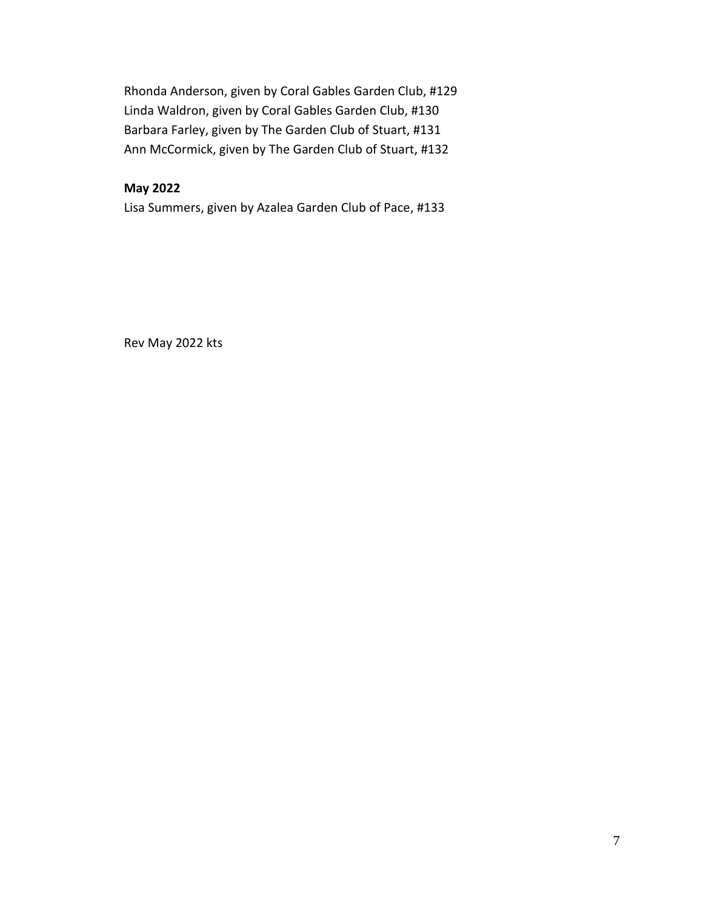Rhonda Anderson, given by Coral Gables Garden Club, #129
Linda Waldron, given by Coral Gables Garden Club, #130
Barbara Farley, given by The Garden Club of Stuart, #131
Ann McCormick, given by The Garden Club of Stuart, #132

**May 2022**
Lisa Summers, given by Azalea Garden Club of Pace, #133

Rev May 2022 kts